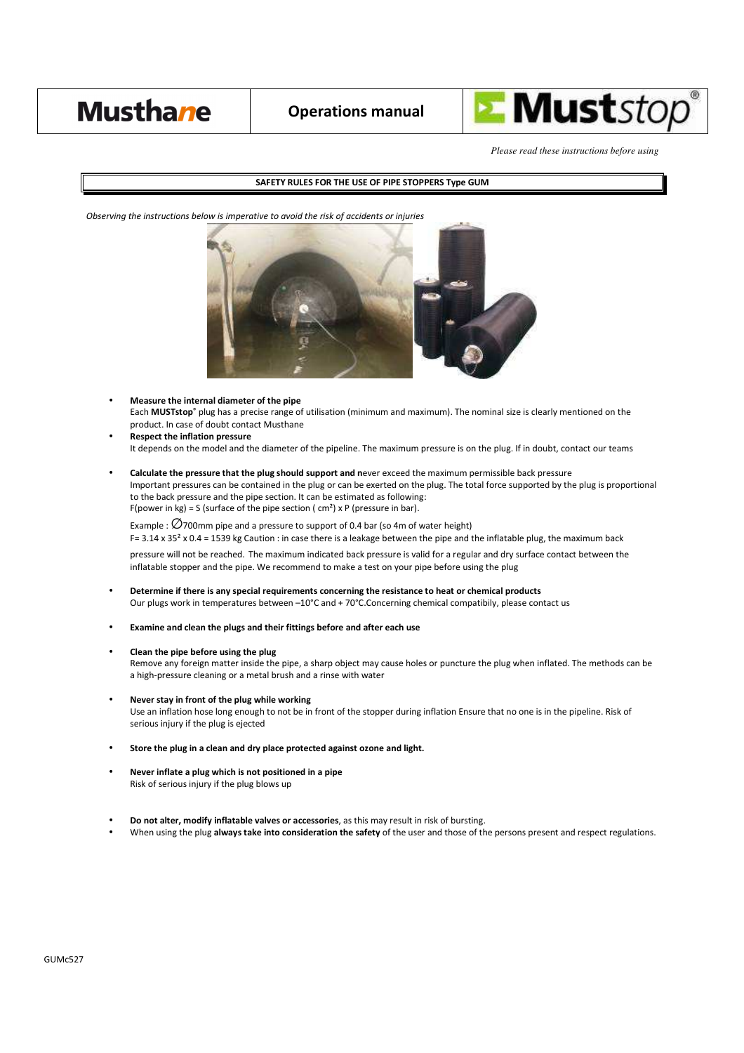| Musthane | Operations manual | Muststop® |
| --- | --- | --- |

*Please read these instructions before using*

## SAFETY RULES FOR THE USE OF PIPE STOPPERS Type GUM

*Observing the instructions below is imperative to avoid the risk of accidents or injuries*

- **Measure the internal diameter of the pipe**
  Each **MUSTstop**® plug has a precise range of utilisation (minimum and maximum). The nominal size is clearly mentioned on the product. In case of doubt contact Musthane
- **Respect the inflation pressure**
  It depends on the model and the diameter of the pipeline. The maximum pressure is on the plug. If in doubt, contact our teams
- **Calculate the pressure that the plug should support and n**ever exceed the maximum permissible back pressure
  Important pressures can be contained in the plug or can be exerted on the plug. The total force supported by the plug is proportional to the back pressure and the pipe section. It can be estimated as following:
  F(power in kg) = S (surface of the pipe section ( cm²) x P (pressure in bar).

  Example : ∅700mm pipe and a pressure to support of 0.4 bar (so 4m of water height)
  F= 3.14 x 35² x 0.4 = 1539 kg Caution : in case there is a leakage between the pipe and the inflatable plug, the maximum back pressure will not be reached. The maximum indicated back pressure is valid for a regular and dry surface contact between the inflatable stopper and the pipe. We recommend to make a test on your pipe before using the plug
- **Determine if there is any special requirements concerning the resistance to heat or chemical products**
  Our plugs work in temperatures between –10°C and + 70°C.Concerning chemical compatibily, please contact us
- **Examine and clean the plugs and their fittings before and after each use**
- **Clean the pipe before using the plug**
  Remove any foreign matter inside the pipe, a sharp object may cause holes or puncture the plug when inflated. The methods can be a high-pressure cleaning or a metal brush and a rinse with water
- **Never stay in front of the plug while working**
  Use an inflation hose long enough to not be in front of the stopper during inflation Ensure that no one is in the pipeline. Risk of serious injury if the plug is ejected
- **Store the plug in a clean and dry place protected against ozone and light.**
- **Never inflate a plug which is not positioned in a pipe**
  Risk of serious injury if the plug blows up
- **Do not alter, modify inflatable valves or accessories**, as this may result in risk of bursting.
- When using the plug **always take into consideration the safety** of the user and those of the persons present and respect regulations.

GUMc527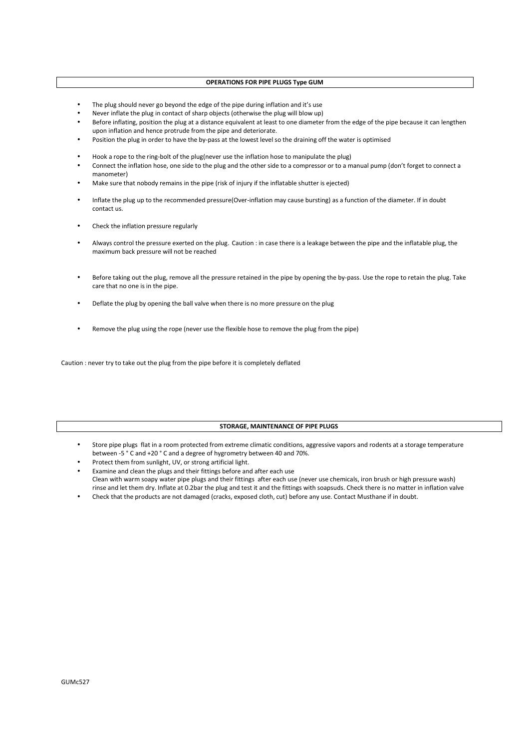## OPERATIONS FOR PIPE PLUGS Type GUM

- The plug should never go beyond the edge of the pipe during inflation and it's use
- Never inflate the plug in contact of sharp objects (otherwise the plug will blow up)
- Before inflating, position the plug at a distance equivalent at least to one diameter from the edge of the pipe because it can lengthen upon inflation and hence protrude from the pipe and deteriorate.
- Position the plug in order to have the by-pass at the lowest level so the draining off the water is optimised
- Hook a rope to the ring-bolt of the plug(never use the inflation hose to manipulate the plug)
- Connect the inflation hose, one side to the plug and the other side to a compressor or to a manual pump (don't forget to connect a manometer)
- Make sure that nobody remains in the pipe (risk of injury if the inflatable shutter is ejected)
- Inflate the plug up to the recommended pressure(Over-inflation may cause bursting) as a function of the diameter. If in doubt contact us.
- Check the inflation pressure regularly
- Always control the pressure exerted on the plug. Caution : in case there is a leakage between the pipe and the inflatable plug, the maximum back pressure will not be reached
- Before taking out the plug, remove all the pressure retained in the pipe by opening the by-pass. Use the rope to retain the plug. Take care that no one is in the pipe.
- Deflate the plug by opening the ball valve when there is no more pressure on the plug
- Remove the plug using the rope (never use the flexible hose to remove the plug from the pipe)

Caution : never try to take out the plug from the pipe before it is completely deflated

## STORAGE, MAINTENANCE OF PIPE PLUGS

- Store pipe plugs flat in a room protected from extreme climatic conditions, aggressive vapors and rodents at a storage temperature between -5 ° C and +20 ° C and a degree of hygrometry between 40 and 70%.
- Protect them from sunlight, UV, or strong artificial light.
- Examine and clean the plugs and their fittings before and after each use
  Clean with warm soapy water pipe plugs and their fittings after each use (never use chemicals, iron brush or high pressure wash) rinse and let them dry. Inflate at 0.2bar the plug and test it and the fittings with soapsuds. Check there is no matter in inflation valve
- Check that the products are not damaged (cracks, exposed cloth, cut) before any use. Contact Musthane if in doubt.

GUMc527